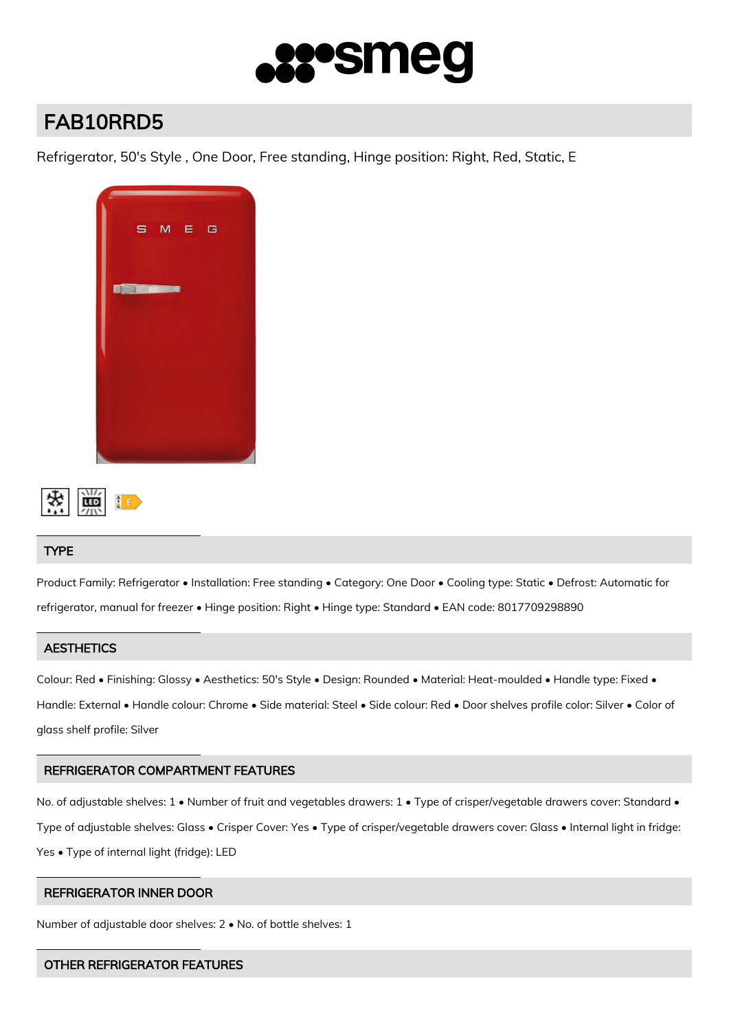# FAB10RRD5

Refrigerator, 50's Style , One Door, Free standing, Hinge position: Right, Red, Static, E

## TYPE

Product Family: Refrigerator • Installation: Free standing • Category: One Door • Cooling type: Static • Defrost: Automatic for refrigerator, manual for freezer • Hinge position: Right • Hinge type: Standard • EAN code: 8017709298890

## AESTHETICS

Colour: Red • Finishing: Glossy • Aesthetics: 50's Style • Design: Rounded • Material: Heat-moulded • Handle type: Fixed • Handle: External • Handle colour: Chrome • Side material: Steel • Side colour: Red • Door shelves profile color: Silver • Color of glass shelf profile: Silver

## REFRIGERATOR COMPARTMENT FEATURES

No. of adjustable shelves: 1 • Number of fruit and vegetables drawers: 1 • Type of crisper/vegetable drawers cover: Standard • Type of adjustable shelves: Glass • Crisper Cover: Yes • Type of crisper/vegetable drawers cover: Glass • Internal light in fridge: Yes • Type of internal light (fridge): LED

## REFRIGERATOR INNER DOOR

Number of adjustable door shelves: 2 • No. of bottle shelves: 1

## OTHER REFRIGERATOR FEATURES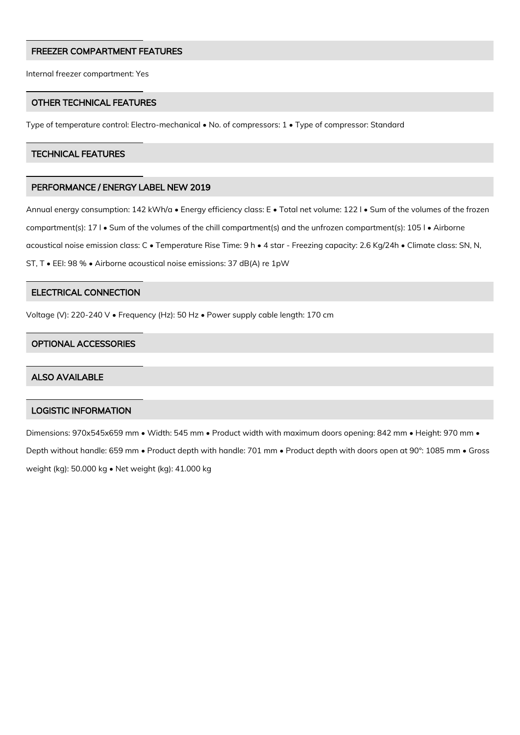## FREEZER COMPARTMENT FEATURES

Internal freezer compartment: Yes

## OTHER TECHNICAL FEATURES

Type of temperature control: Electro-mechanical • No. of compressors: 1 • Type of compressor: Standard

## TECHNICAL FEATURES

## PERFORMANCE / ENERGY LABEL NEW 2019

Annual energy consumption: 142 kWh/a • Energy efficiency class: E • Total net volume: 122 l • Sum of the volumes of the frozen compartment(s): 17 l • Sum of the volumes of the chill compartment(s) and the unfrozen compartment(s): 105 l • Airborne acoustical noise emission class: C • Temperature Rise Time: 9 h • 4 star - Freezing capacity: 2.6 Kg/24h • Climate class: SN, N, ST, T • EEI: 98 % • Airborne acoustical noise emissions: 37 dB(A) re 1pW

## ELECTRICAL CONNECTION

Voltage (V): 220-240 V • Frequency (Hz): 50 Hz • Power supply cable length: 170 cm

## OPTIONAL ACCESSORIES

## ALSO AVAILABLE

## LOGISTIC INFORMATION

Dimensions: 970x545x659 mm • Width: 545 mm • Product width with maximum doors opening: 842 mm • Height: 970 mm • Depth without handle: 659 mm • Product depth with handle: 701 mm • Product depth with doors open at 90°: 1085 mm • Gross weight (kg): 50.000 kg • Net weight (kg): 41.000 kg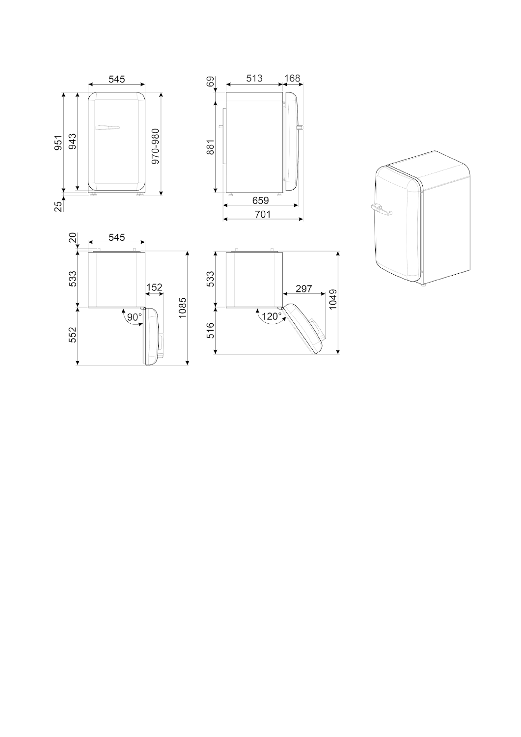545

951

943

970-980

25

69

513

168

881

659

701

20

545

533

152

90°

552

1085

533

297

120°

516

1049